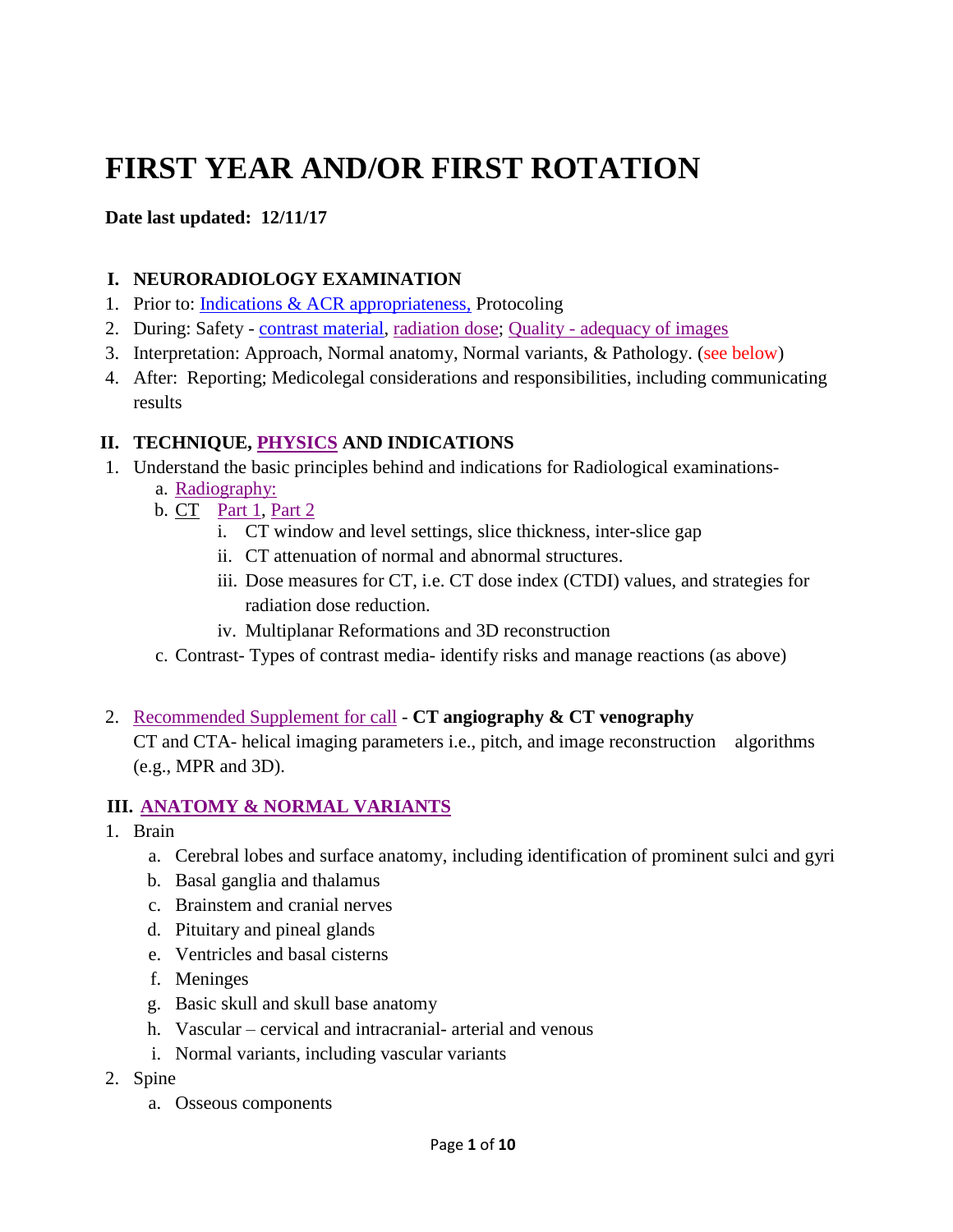# FIRST YEAR AND/OR FIRST ROTATION

**Date last updated: 12/11/17**

## I. NEURORADIOLOGY EXAMINATION

1. Prior to: Indications & ACR appropriateness, Protocoling
2. During: Safety - contrast material, radiation dose; Quality - adequacy of images
3. Interpretation: Approach, Normal anatomy, Normal variants, & Pathology. (see below)
4. After: Reporting; Medicolegal considerations and responsibilities, including communicating results

## II. TECHNIQUE, PHYSICS AND INDICATIONS

1. Understand the basic principles behind and indications for Radiological examinations-
   a. Radiography:
   b. CT  Part 1, Part 2
      i. CT window and level settings, slice thickness, inter-slice gap
      ii. CT attenuation of normal and abnormal structures.
      iii. Dose measures for CT, i.e. CT dose index (CTDI) values, and strategies for radiation dose reduction.
      iv. Multiplanar Reformations and 3D reconstruction
   c. Contrast- Types of contrast media- identify risks and manage reactions (as above)

2. Recommended Supplement for call - **CT angiography & CT venography**
   CT and CTA- helical imaging parameters i.e., pitch, and image reconstruction algorithms (e.g., MPR and 3D).

## III. ANATOMY & NORMAL VARIANTS

1. Brain
   a. Cerebral lobes and surface anatomy, including identification of prominent sulci and gyri
   b. Basal ganglia and thalamus
   c. Brainstem and cranial nerves
   d. Pituitary and pineal glands
   e. Ventricles and basal cisterns
   f. Meninges
   g. Basic skull and skull base anatomy
   h. Vascular – cervical and intracranial- arterial and venous
   i. Normal variants, including vascular variants
2. Spine
   a. Osseous components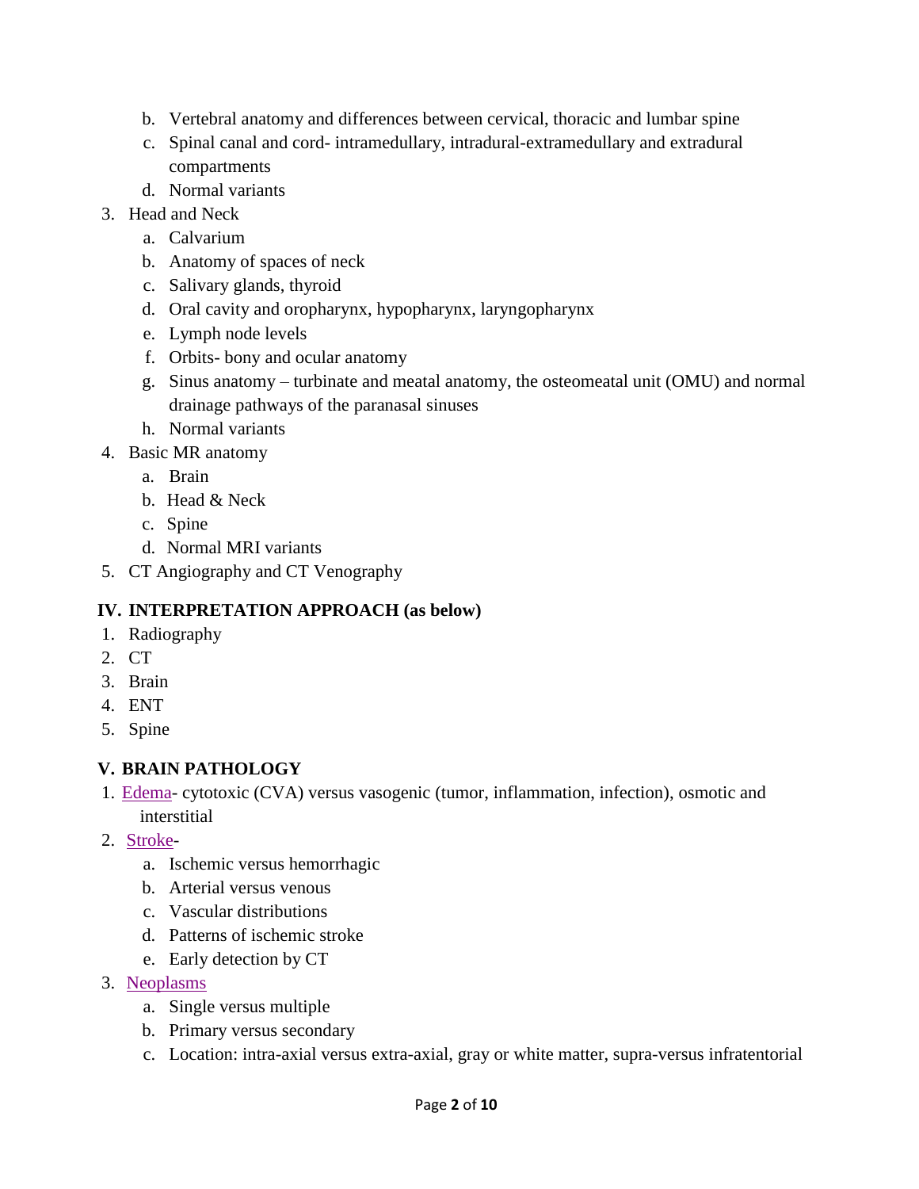b. Vertebral anatomy and differences between cervical, thoracic and lumbar spine
   c. Spinal canal and cord- intramedullary, intradural-extramedullary and extradural compartments
   d. Normal variants

3. Head and Neck
   a. Calvarium
   b. Anatomy of spaces of neck
   c. Salivary glands, thyroid
   d. Oral cavity and oropharynx, hypopharynx, laryngopharynx
   e. Lymph node levels
   f. Orbits- bony and ocular anatomy
   g. Sinus anatomy – turbinate and meatal anatomy, the osteomeatal unit (OMU) and normal drainage pathways of the paranasal sinuses
   h. Normal variants

4. Basic MR anatomy
   a. Brain
   b. Head & Neck
   c. Spine
   d. Normal MRI variants

5. CT Angiography and CT Venography

## IV. INTERPRETATION APPROACH (as below)

1. Radiography
2. CT
3. Brain
4. ENT
5. Spine

## V. BRAIN PATHOLOGY

1. Edema- cytotoxic (CVA) versus vasogenic (tumor, inflammation, infection), osmotic and interstitial
2. Stroke-
   a. Ischemic versus hemorrhagic
   b. Arterial versus venous
   c. Vascular distributions
   d. Patterns of ischemic stroke
   e. Early detection by CT
3. Neoplasms
   a. Single versus multiple
   b. Primary versus secondary
   c. Location: intra-axial versus extra-axial, gray or white matter, supra-versus infratentorial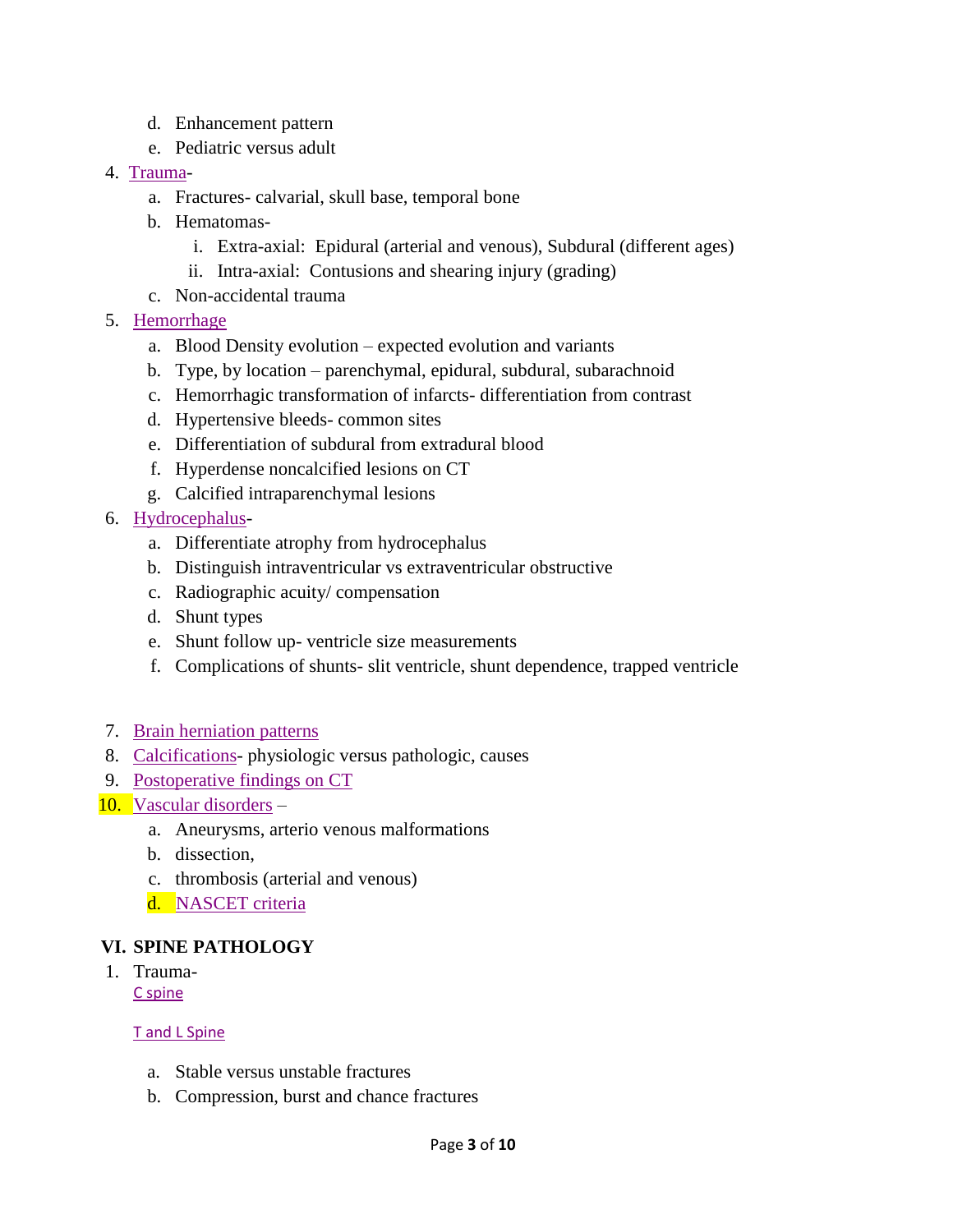d. Enhancement pattern
   e. Pediatric versus adult
4. Trauma-
   a. Fractures- calvarial, skull base, temporal bone
   b. Hematomas-
      i. Extra-axial: Epidural (arterial and venous), Subdural (different ages)
      ii. Intra-axial: Contusions and shearing injury (grading)
   c. Non-accidental trauma
5. Hemorrhage
   a. Blood Density evolution – expected evolution and variants
   b. Type, by location – parenchymal, epidural, subdural, subarachnoid
   c. Hemorrhagic transformation of infarcts- differentiation from contrast
   d. Hypertensive bleeds- common sites
   e. Differentiation of subdural from extradural blood
   f. Hyperdense noncalcified lesions on CT
   g. Calcified intraparenchymal lesions
6. Hydrocephalus-
   a. Differentiate atrophy from hydrocephalus
   b. Distinguish intraventricular vs extraventricular obstructive
   c. Radiographic acuity/ compensation
   d. Shunt types
   e. Shunt follow up- ventricle size measurements
   f. Complications of shunts- slit ventricle, shunt dependence, trapped ventricle

7. Brain herniation patterns
8. Calcifications- physiologic versus pathologic, causes
9. Postoperative findings on CT
10. Vascular disorders –
   a. Aneurysms, arterio venous malformations
   b. dissection,
   c. thrombosis (arterial and venous)
   d. NASCET criteria

## VI. SPINE PATHOLOGY

1. Trauma-

   C spine

   T and L Spine

   a. Stable versus unstable fractures
   b. Compression, burst and chance fractures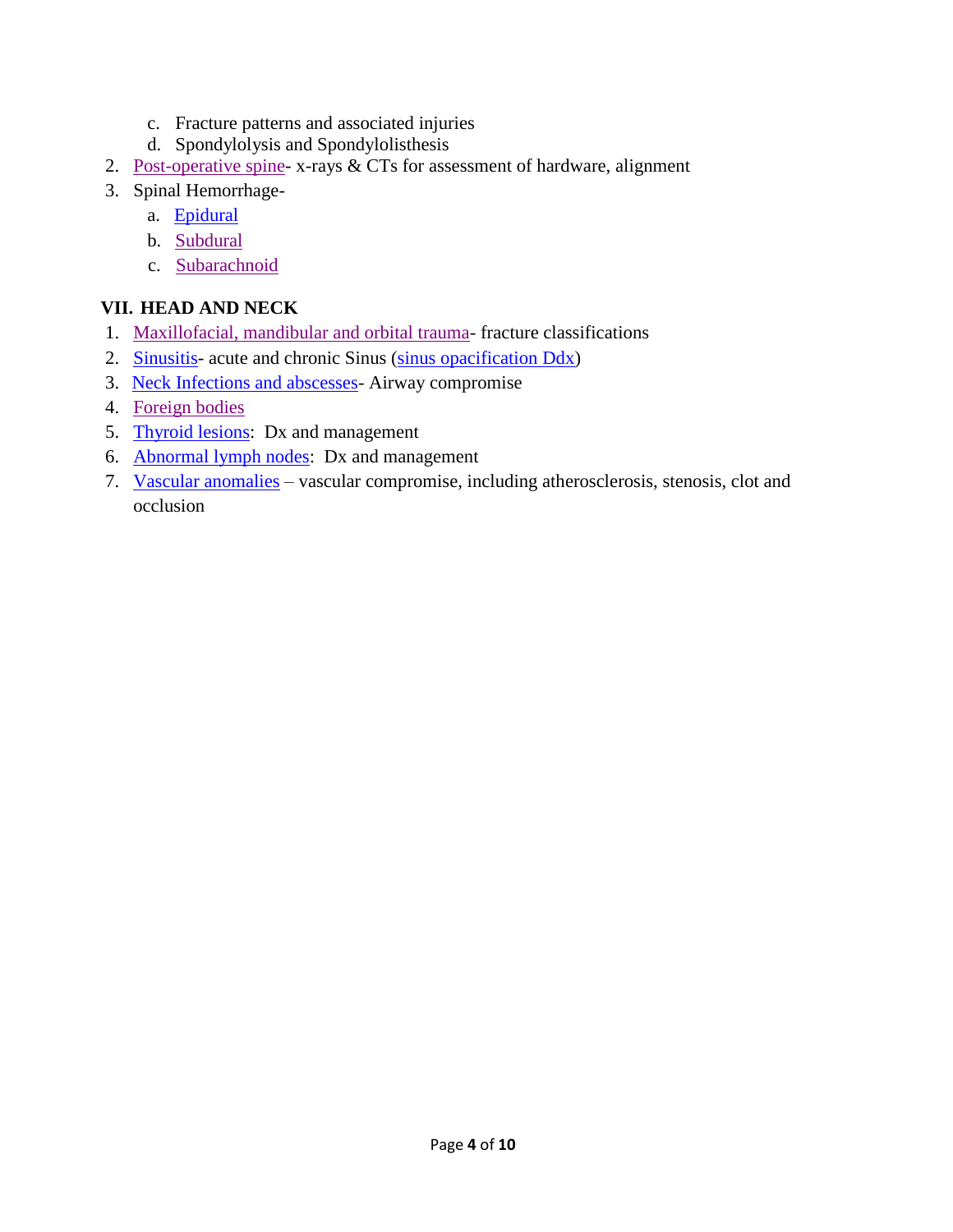c. Fracture patterns and associated injuries
   d. Spondylolysis and Spondylolisthesis
2. Post-operative spine- x-rays & CTs for assessment of hardware, alignment
3. Spinal Hemorrhage-
   a. Epidural
   b. Subdural
   c. Subarachnoid

## VII. HEAD AND NECK

1. Maxillofacial, mandibular and orbital trauma- fracture classifications
2. Sinusitis- acute and chronic Sinus (sinus opacification Ddx)
3. Neck Infections and abscesses- Airway compromise
4. Foreign bodies
5. Thyroid lesions: Dx and management
6. Abnormal lymph nodes: Dx and management
7. Vascular anomalies – vascular compromise, including atherosclerosis, stenosis, clot and occlusion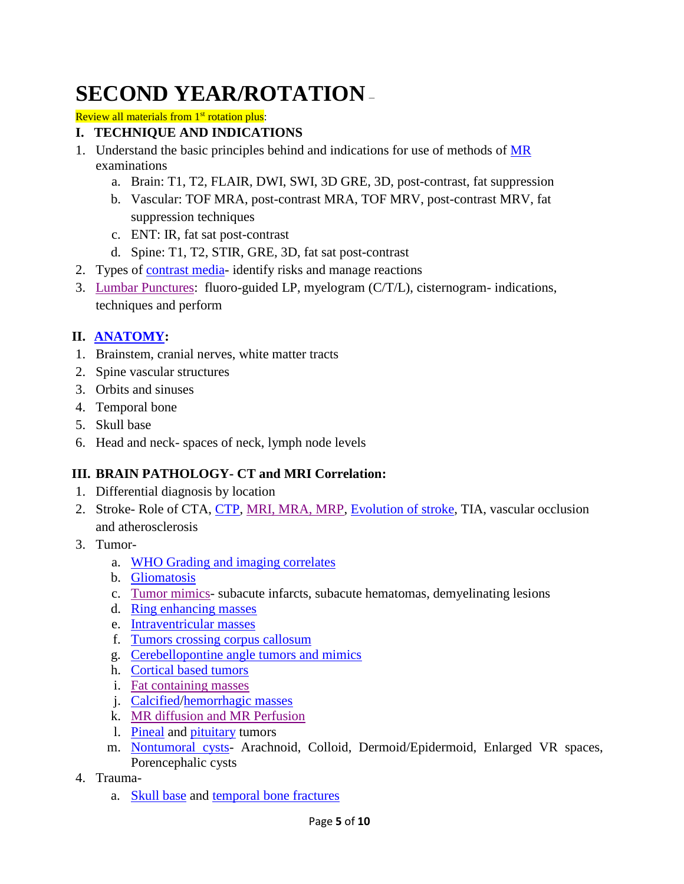# SECOND YEAR/ROTATION –

Review all materials from 1st rotation plus:

## I. TECHNIQUE AND INDICATIONS

1. Understand the basic principles behind and indications for use of methods of MR examinations
    a. Brain: T1, T2, FLAIR, DWI, SWI, 3D GRE, 3D, post-contrast, fat suppression
    b. Vascular: TOF MRA, post-contrast MRA, TOF MRV, post-contrast MRV, fat suppression techniques
    c. ENT: IR, fat sat post-contrast
    d. Spine: T1, T2, STIR, GRE, 3D, fat sat post-contrast
2. Types of contrast media- identify risks and manage reactions
3. Lumbar Punctures: fluoro-guided LP, myelogram (C/T/L), cisternogram- indications, techniques and perform

## II. ANATOMY:

1. Brainstem, cranial nerves, white matter tracts
2. Spine vascular structures
3. Orbits and sinuses
4. Temporal bone
5. Skull base
6. Head and neck- spaces of neck, lymph node levels

## III. BRAIN PATHOLOGY- CT and MRI Correlation:

1. Differential diagnosis by location
2. Stroke- Role of CTA, CTP, MRI, MRA, MRP, Evolution of stroke, TIA, vascular occlusion and atherosclerosis
3. Tumor-
    a. WHO Grading and imaging correlates
    b. Gliomatosis
    c. Tumor mimics- subacute infarcts, subacute hematomas, demyelinating lesions
    d. Ring enhancing masses
    e. Intraventricular masses
    f. Tumors crossing corpus callosum
    g. Cerebellopontine angle tumors and mimics
    h. Cortical based tumors
    i. Fat containing masses
    j. Calcified/hemorrhagic masses
    k. MR diffusion and MR Perfusion
    l. Pineal and pituitary tumors
    m. Nontumoral cysts- Arachnoid, Colloid, Dermoid/Epidermoid, Enlarged VR spaces, Porencephalic cysts
4. Trauma-
    a. Skull base and temporal bone fractures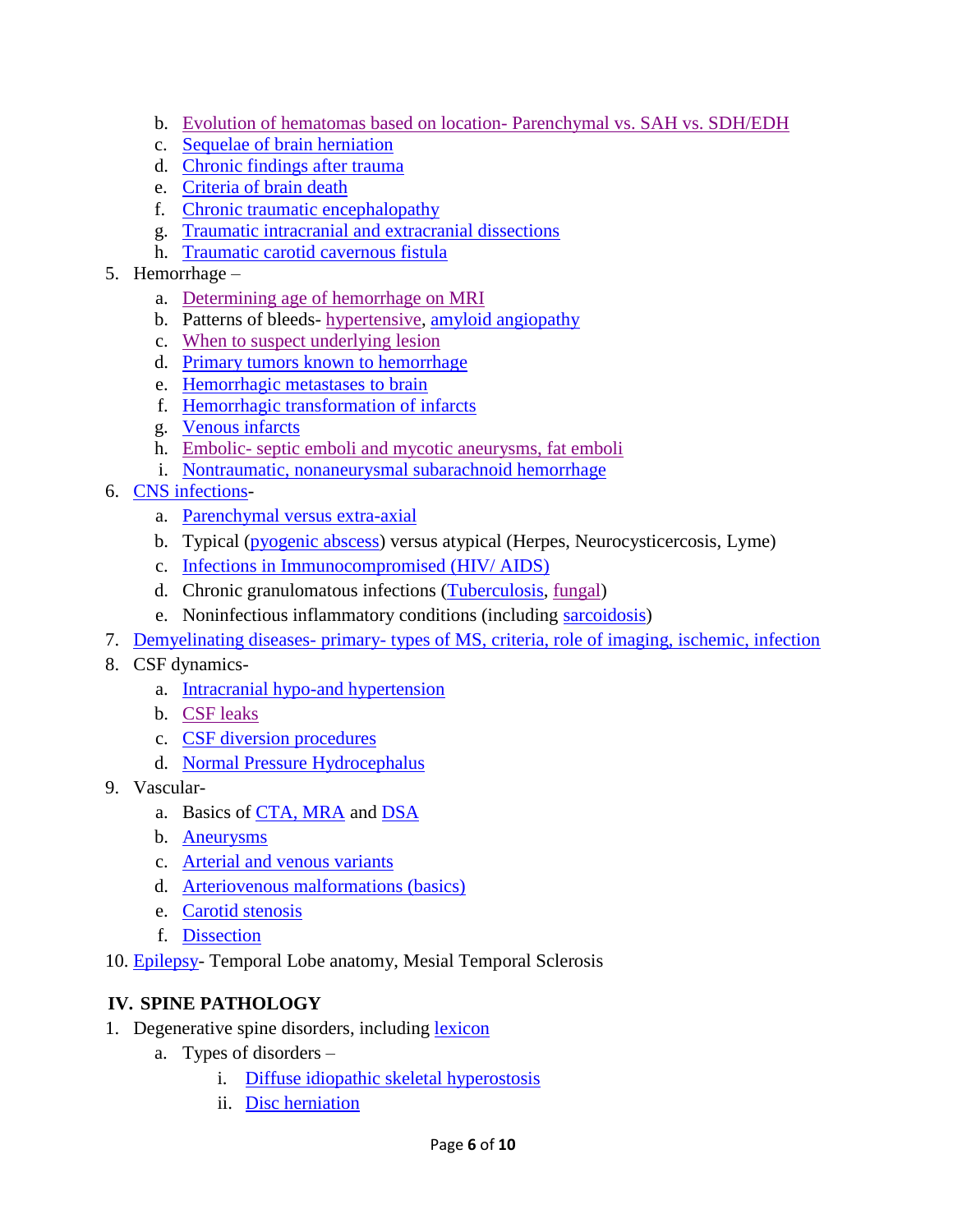b. Evolution of hematomas based on location- Parenchymal vs. SAH vs. SDH/EDH
   c. Sequelae of brain herniation
   d. Chronic findings after trauma
   e. Criteria of brain death
   f. Chronic traumatic encephalopathy
   g. Traumatic intracranial and extracranial dissections
   h. Traumatic carotid cavernous fistula

5. Hemorrhage –
   a. Determining age of hemorrhage on MRI
   b. Patterns of bleeds- hypertensive, amyloid angiopathy
   c. When to suspect underlying lesion
   d. Primary tumors known to hemorrhage
   e. Hemorrhagic metastases to brain
   f. Hemorrhagic transformation of infarcts
   g. Venous infarcts
   h. Embolic- septic emboli and mycotic aneurysms, fat emboli
   i. Nontraumatic, nonaneurysmal subarachnoid hemorrhage

6. CNS infections-
   a. Parenchymal versus extra-axial
   b. Typical (pyogenic abscess) versus atypical (Herpes, Neurocysticercosis, Lyme)
   c. Infections in Immunocompromised (HIV/ AIDS)
   d. Chronic granulomatous infections (Tuberculosis, fungal)
   e. Noninfectious inflammatory conditions (including sarcoidosis)

7. Demyelinating diseases- primary- types of MS, criteria, role of imaging, ischemic, infection

8. CSF dynamics-
   a. Intracranial hypo-and hypertension
   b. CSF leaks
   c. CSF diversion procedures
   d. Normal Pressure Hydrocephalus

9. Vascular-
   a. Basics of CTA, MRA and DSA
   b. Aneurysms
   c. Arterial and venous variants
   d. Arteriovenous malformations (basics)
   e. Carotid stenosis
   f. Dissection

10. Epilepsy- Temporal Lobe anatomy, Mesial Temporal Sclerosis

## IV. SPINE PATHOLOGY

1. Degenerative spine disorders, including lexicon
   a. Types of disorders –
      i. Diffuse idiopathic skeletal hyperostosis
      ii. Disc herniation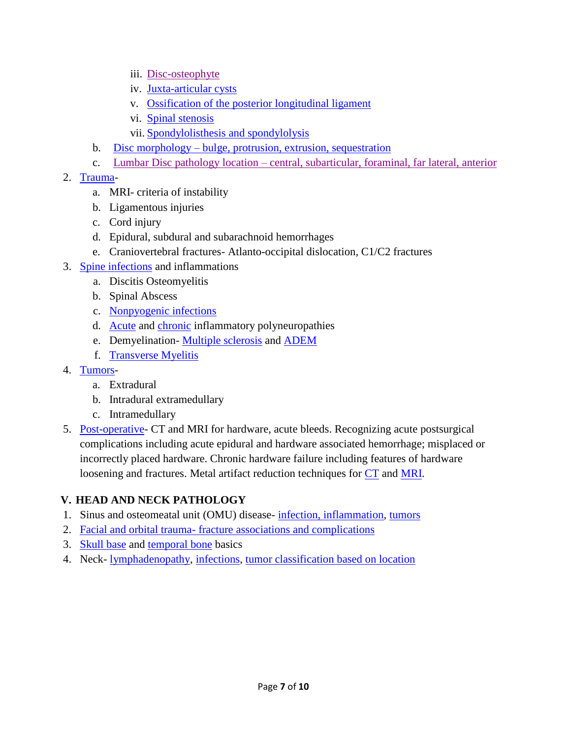iii. Disc-osteophyte
      iv. Juxta-articular cysts
      v. Ossification of the posterior longitudinal ligament
      vi. Spinal stenosis
      vii. Spondylolisthesis and spondylolysis
   b. Disc morphology – bulge, protrusion, extrusion, sequestration
   c. Lumbar Disc pathology location – central, subarticular, foraminal, far lateral, anterior

2. Trauma-
   a. MRI- criteria of instability
   b. Ligamentous injuries
   c. Cord injury
   d. Epidural, subdural and subarachnoid hemorrhages
   e. Craniovertebral fractures- Atlanto-occipital dislocation, C1/C2 fractures
3. Spine infections and inflammations
   a. Discitis Osteomyelitis
   b. Spinal Abscess
   c. Nonpyogenic infections
   d. Acute and chronic inflammatory polyneuropathies
   e. Demyelination- Multiple sclerosis and ADEM
   f. Transverse Myelitis
4. Tumors-
   a. Extradural
   b. Intradural extramedullary
   c. Intramedullary
5. Post-operative- CT and MRI for hardware, acute bleeds. Recognizing acute postsurgical complications including acute epidural and hardware associated hemorrhage; misplaced or incorrectly placed hardware. Chronic hardware failure including features of hardware loosening and fractures. Metal artifact reduction techniques for CT and MRI.

## V. HEAD AND NECK PATHOLOGY

1. Sinus and osteomeatal unit (OMU) disease- infection, inflammation, tumors
2. Facial and orbital trauma- fracture associations and complications
3. Skull base and temporal bone basics
4. Neck- lymphadenopathy, infections, tumor classification based on location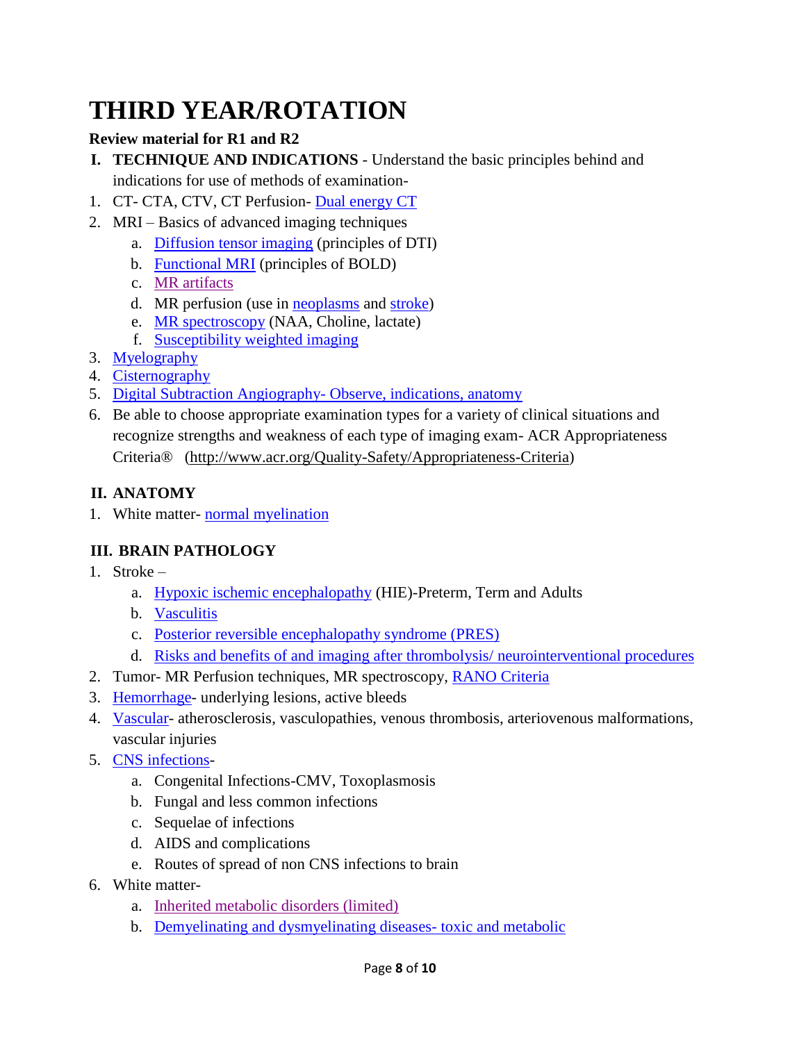# THIRD YEAR/ROTATION

**Review material for R1 and R2**

**I. TECHNIQUE AND INDICATIONS** - Understand the basic principles behind and indications for use of methods of examination-

1. CT- CTA, CTV, CT Perfusion- Dual energy CT
2. MRI – Basics of advanced imaging techniques
    a. Diffusion tensor imaging (principles of DTI)
    b. Functional MRI (principles of BOLD)
    c. MR artifacts
    d. MR perfusion (use in neoplasms and stroke)
    e. MR spectroscopy (NAA, Choline, lactate)
    f. Susceptibility weighted imaging
3. Myelography
4. Cisternography
5. Digital Subtraction Angiography- Observe, indications, anatomy
6. Be able to choose appropriate examination types for a variety of clinical situations and recognize strengths and weakness of each type of imaging exam- ACR Appropriateness Criteria® (http://www.acr.org/Quality-Safety/Appropriateness-Criteria)

**II. ANATOMY**

1. White matter- normal myelination

**III. BRAIN PATHOLOGY**

1. Stroke –
    a. Hypoxic ischemic encephalopathy (HIE)-Preterm, Term and Adults
    b. Vasculitis
    c. Posterior reversible encephalopathy syndrome (PRES)
    d. Risks and benefits of and imaging after thrombolysis/ neurointerventional procedures
2. Tumor- MR Perfusion techniques, MR spectroscopy, RANO Criteria
3. Hemorrhage- underlying lesions, active bleeds
4. Vascular- atherosclerosis, vasculopathies, venous thrombosis, arteriovenous malformations, vascular injuries
5. CNS infections-
    a. Congenital Infections-CMV, Toxoplasmosis
    b. Fungal and less common infections
    c. Sequelae of infections
    d. AIDS and complications
    e. Routes of spread of non CNS infections to brain
6. White matter-
    a. Inherited metabolic disorders (limited)
    b. Demyelinating and dysmyelinating diseases- toxic and metabolic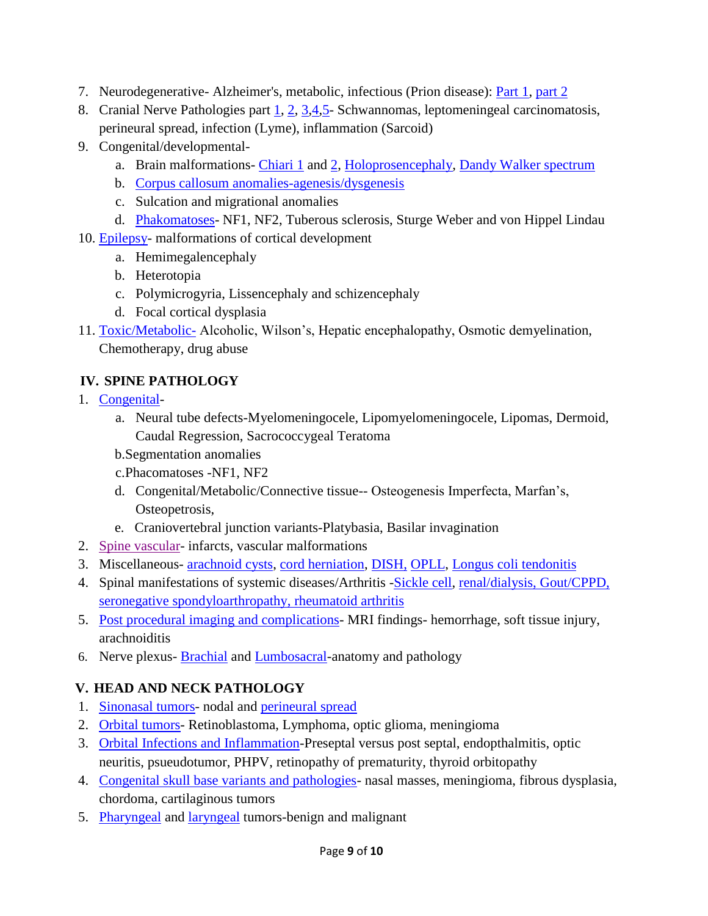7. Neurodegenerative- Alzheimer's, metabolic, infectious (Prion disease): Part 1, part 2
8. Cranial Nerve Pathologies part 1, 2, 3,4,5- Schwannomas, leptomeningeal carcinomatosis, perineural spread, infection (Lyme), inflammation (Sarcoid)
9. Congenital/developmental-
    a. Brain malformations- Chiari 1 and 2, Holoprosencephaly, Dandy Walker spectrum
    b. Corpus callosum anomalies-agenesis/dysgenesis
    c. Sulcation and migrational anomalies
    d. Phakomatoses- NF1, NF2, Tuberous sclerosis, Sturge Weber and von Hippel Lindau
10. Epilepsy- malformations of cortical development
    a. Hemimegalencephaly
    b. Heterotopia
    c. Polymicrogyria, Lissencephaly and schizencephaly
    d. Focal cortical dysplasia
11. Toxic/Metabolic- Alcoholic, Wilson's, Hepatic encephalopathy, Osmotic demyelination, Chemotherapy, drug abuse

## IV. SPINE PATHOLOGY

1. Congenital-
    a. Neural tube defects-Myelomeningocele, Lipomyelomeningocele, Lipomas, Dermoid, Caudal Regression, Sacrococcygeal Teratoma
    b. Segmentation anomalies
    c. Phacomatoses -NF1, NF2
    d. Congenital/Metabolic/Connective tissue-- Osteogenesis Imperfecta, Marfan's, Osteopetrosis,
    e. Craniovertebral junction variants-Platybasia, Basilar invagination
2. Spine vascular- infarcts, vascular malformations
3. Miscellaneous- arachnoid cysts, cord herniation, DISH, OPLL, Longus coli tendonitis
4. Spinal manifestations of systemic diseases/Arthritis -Sickle cell, renal/dialysis, Gout/CPPD, seronegative spondyloarthropathy, rheumatoid arthritis
5. Post procedural imaging and complications- MRI findings- hemorrhage, soft tissue injury, arachnoiditis
6. Nerve plexus- Brachial and Lumbosacral-anatomy and pathology

## V. HEAD AND NECK PATHOLOGY

1. Sinonasal tumors- nodal and perineural spread
2. Orbital tumors- Retinoblastoma, Lymphoma, optic glioma, meningioma
3. Orbital Infections and Inflammation-Preseptal versus post septal, endopthalmitis, optic neuritis, psueudotumor, PHPV, retinopathy of prematurity, thyroid orbitopathy
4. Congenital skull base variants and pathologies- nasal masses, meningioma, fibrous dysplasia, chordoma, cartilaginous tumors
5. Pharyngeal and laryngeal tumors-benign and malignant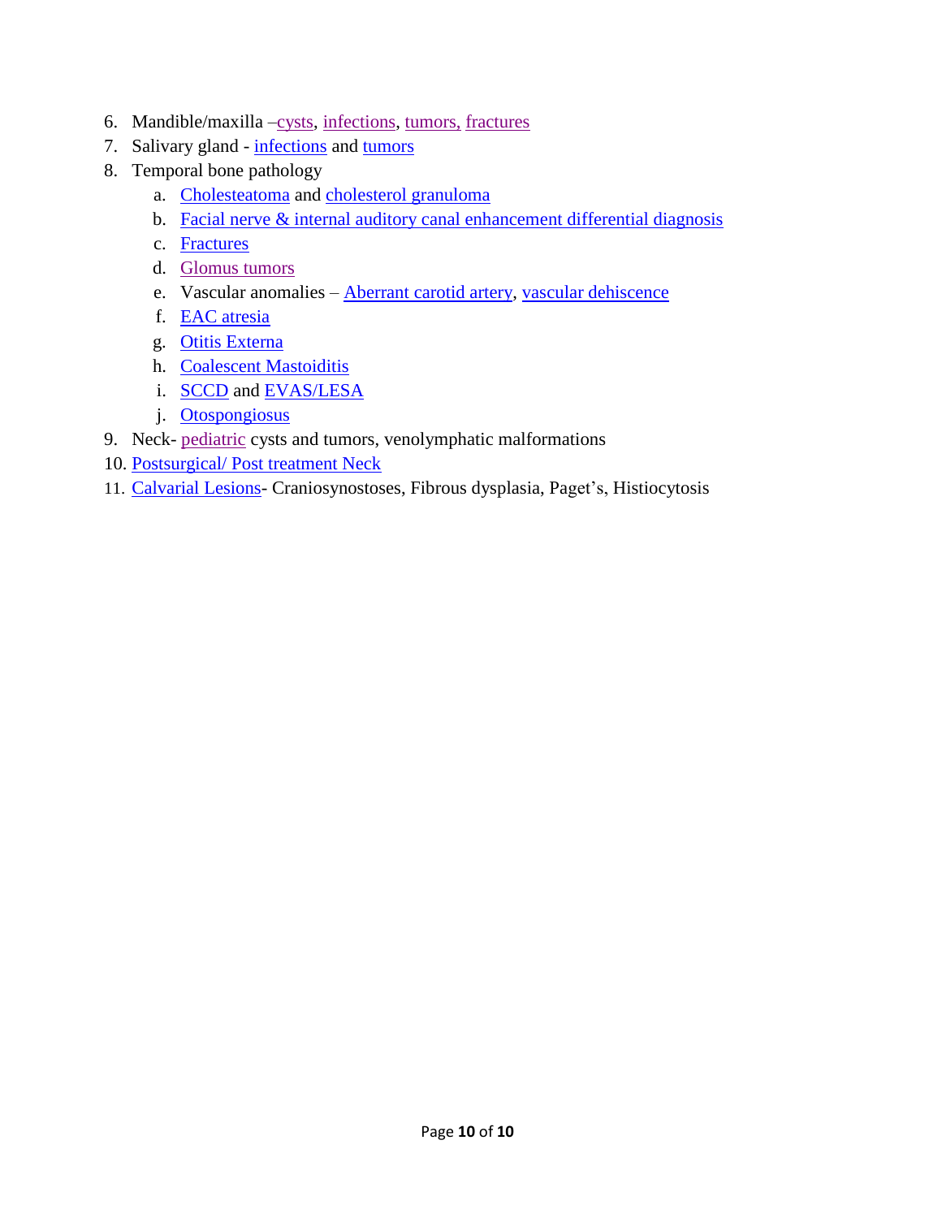6. Mandible/maxilla –cysts, infections, tumors, fractures
7. Salivary gland - infections and tumors
8. Temporal bone pathology
   a. Cholesteatoma and cholesterol granuloma
   b. Facial nerve & internal auditory canal enhancement differential diagnosis
   c. Fractures
   d. Glomus tumors
   e. Vascular anomalies – Aberrant carotid artery, vascular dehiscence
   f. EAC atresia
   g. Otitis Externa
   h. Coalescent Mastoiditis
   i. SCCD and EVAS/LESA
   j. Otospongiosus
9. Neck- pediatric cysts and tumors, venolymphatic malformations
10. Postsurgical/ Post treatment Neck
11. Calvarial Lesions- Craniosynostoses, Fibrous dysplasia, Paget's, Histiocytosis